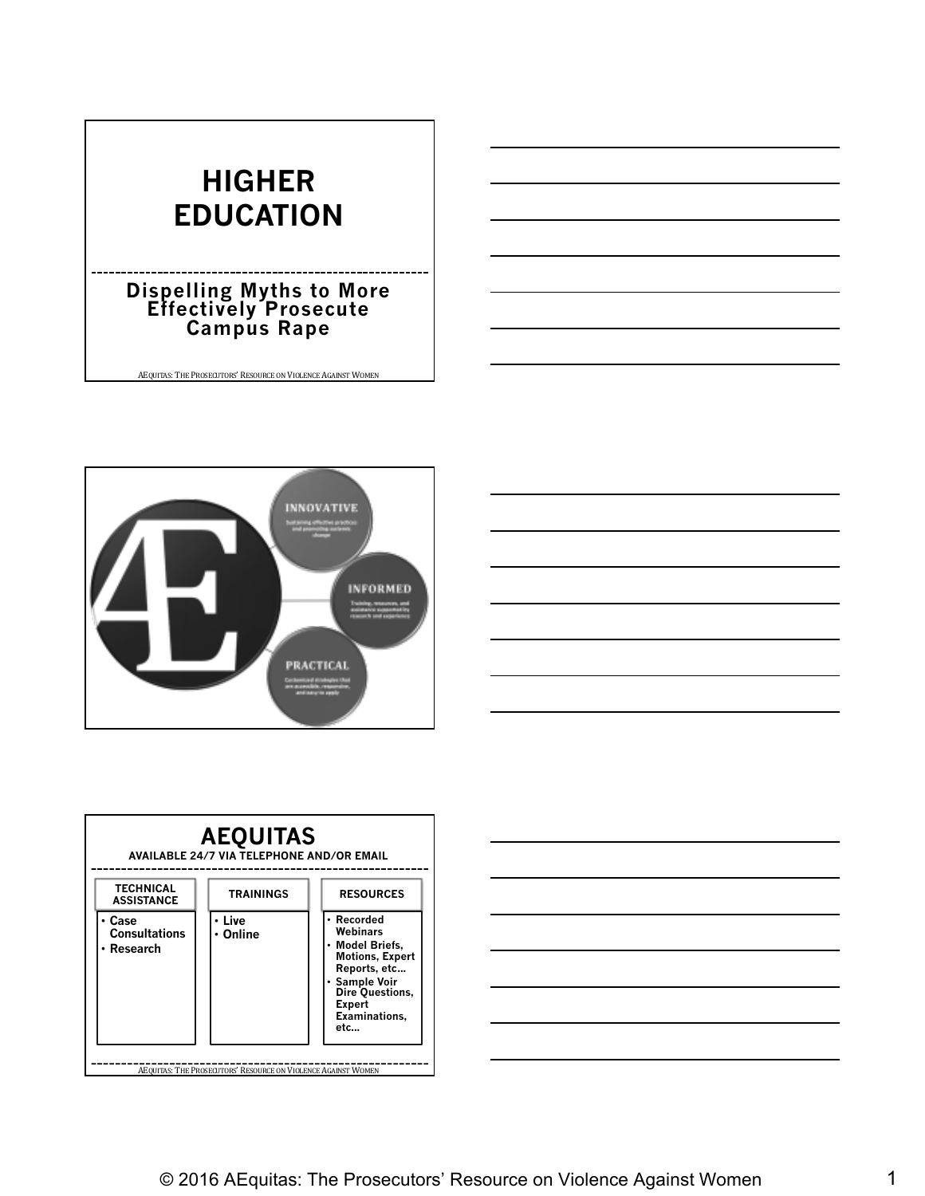# HIGHER EDUCATION

## Dispelling Myths to More Effectively Prosecute Campus Rape

AEQUITAS: THE PROSECUTORS' RESOURCE ON VIOLENCE AGAINST WOMEN

INNOVATIVE

Sustaining effective practices and promoting systemic change

INFORMED

Training, resources, and assistance supported by research and experience

PRACTICAL

Customized strategies that are accessible, responsive, and easy to apply

## AEQUITAS

AVAILABLE 24/7 VIA TELEPHONE AND/OR EMAIL

| TECHNICAL ASSISTANCE | TRAININGS | RESOURCES |
|---|---|---|
| • Case Consultations<br>• Research | • Live<br>• Online | • Recorded Webinars<br>• Model Briefs, Motions, Expert Reports, etc…<br>• Sample Voir Dire Questions, Expert Examinations, etc… |

AEQUITAS: THE PROSECUTORS' RESOURCE ON VIOLENCE AGAINST WOMEN

© 2016 AEquitas: The Prosecutors' Resource on Violence Against Women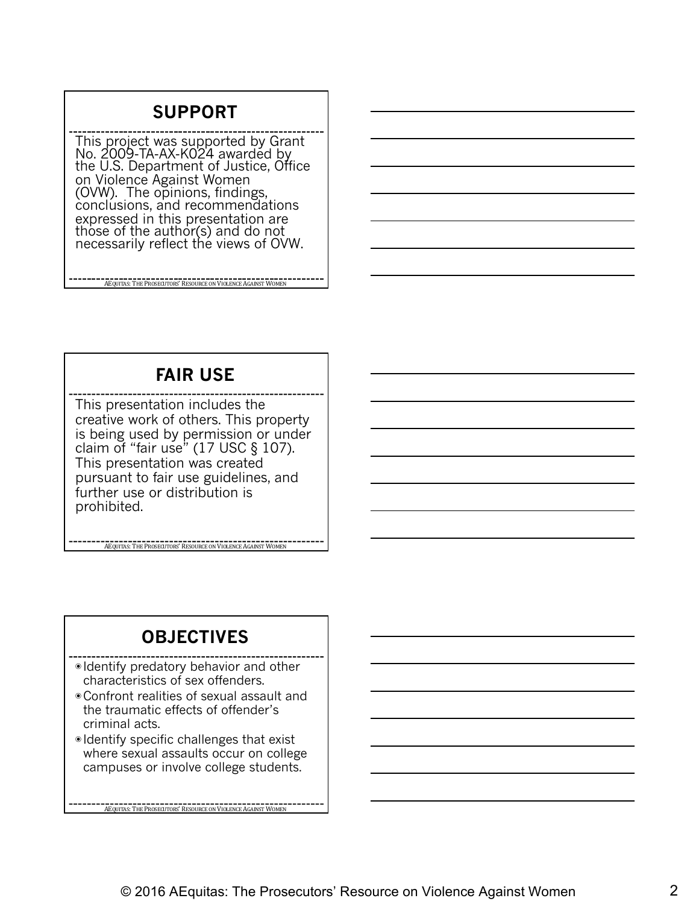## SUPPORT

This project was supported by Grant No. 2009-TA-AX-K024 awarded by the U.S. Department of Justice, Office on Violence Against Women (OVW). The opinions, findings, conclusions, and recommendations expressed in this presentation are those of the author(s) and do not necessarily reflect the views of OVW.

## FAIR USE

This presentation includes the creative work of others. This property is being used by permission or under claim of "fair use" (17 USC § 107). This presentation was created pursuant to fair use guidelines, and further use or distribution is prohibited.

## OBJECTIVES

- Identify predatory behavior and other characteristics of sex offenders.
- Confront realities of sexual assault and the traumatic effects of offender's criminal acts.
- Identify specific challenges that exist where sexual assaults occur on college campuses or involve college students.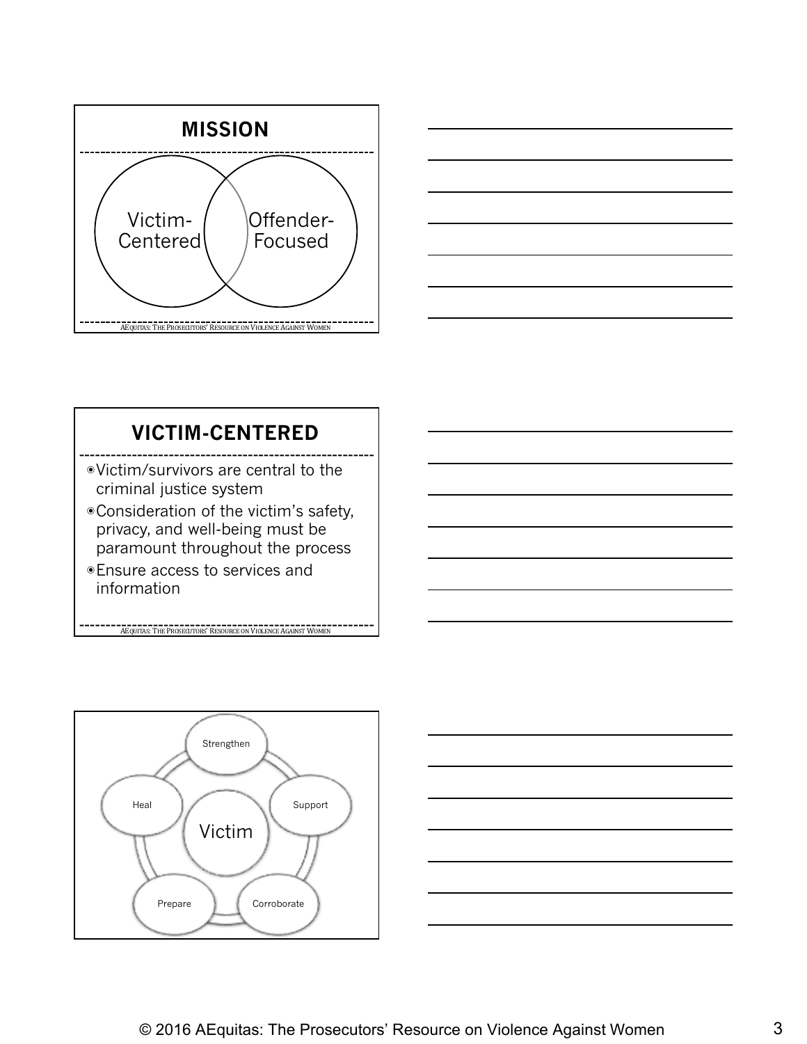## MISSION

Victim-Centered

Offender-Focused

AEQUITAS: THE PROSECUTORS' RESOURCE ON VIOLENCE AGAINST WOMEN

## VICTIM-CENTERED

- Victim/survivors are central to the criminal justice system
- Consideration of the victim's safety, privacy, and well-being must be paramount throughout the process
- Ensure access to services and information

AEQUITAS: THE PROSECUTORS' RESOURCE ON VIOLENCE AGAINST WOMEN

Strengthen

Heal

Victim

Support

Prepare

Corroborate

© 2016 AEquitas: The Prosecutors' Resource on Violence Against Women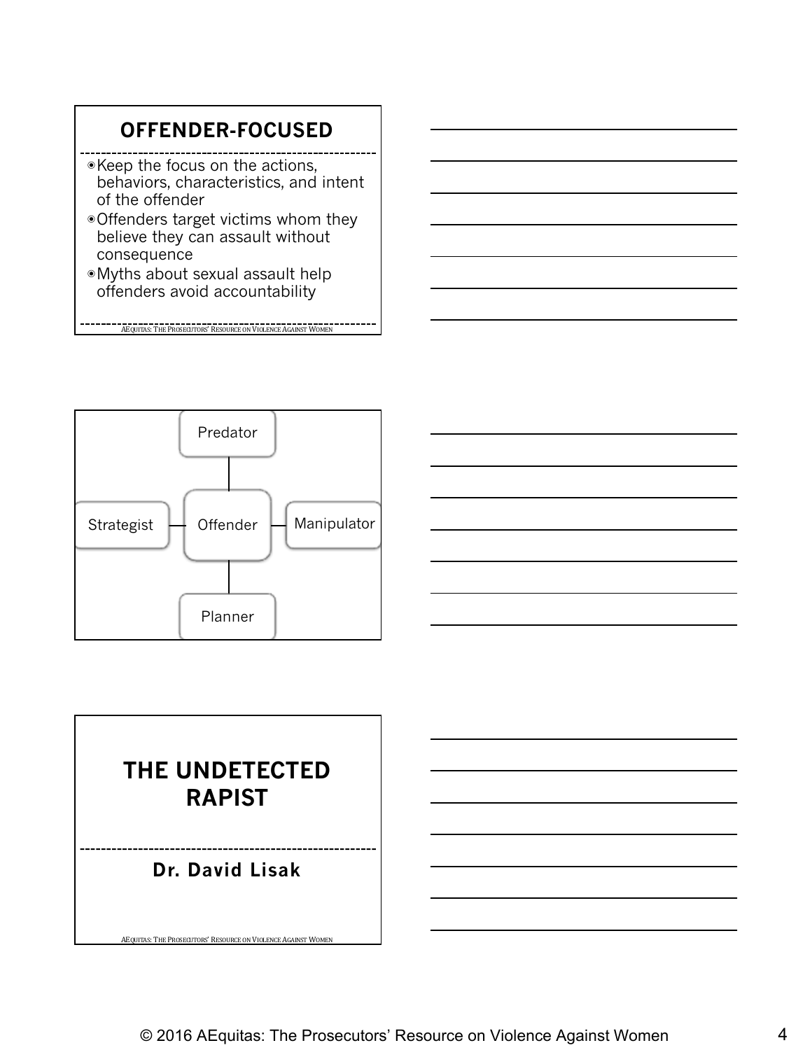## OFFENDER-FOCUSED

- Keep the focus on the actions, behaviors, characteristics, and intent of the offender
- Offenders target victims whom they believe they can assault without consequence
- Myths about sexual assault help offenders avoid accountability

AEQUITAS: THE PROSECUTORS' RESOURCE ON VIOLENCE AGAINST WOMEN

Predator

Strategist

Offender

Manipulator

Planner

## THE UNDETECTED RAPIST

**Dr. David Lisak**

AEQUITAS: THE PROSECUTORS' RESOURCE ON VIOLENCE AGAINST WOMEN

© 2016 AEquitas: The Prosecutors' Resource on Violence Against Women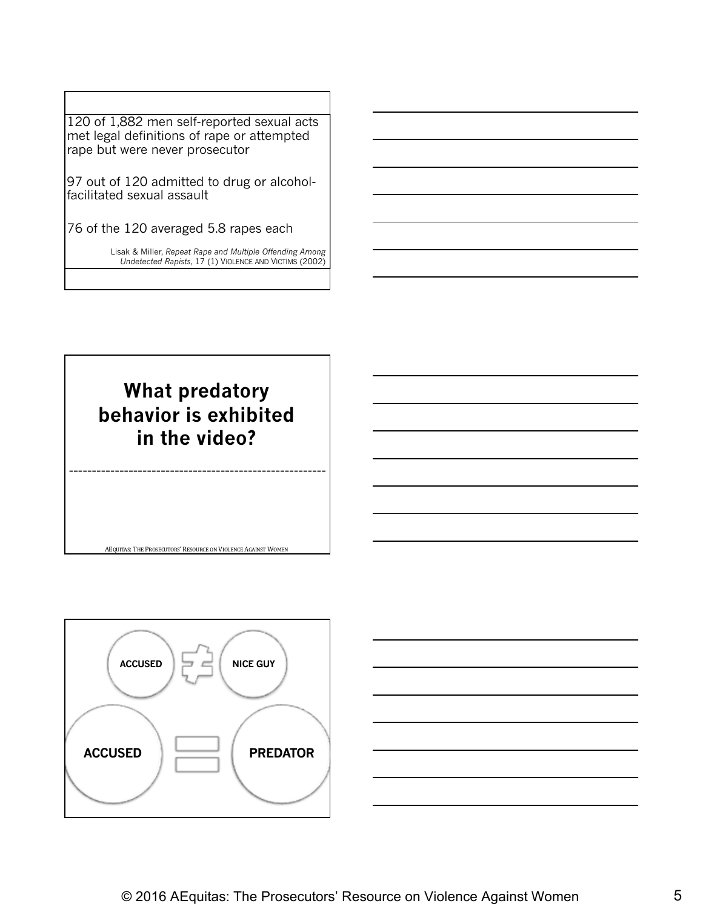120 of 1,882 men self-reported sexual acts met legal definitions of rape or attempted rape but were never prosecutor

97 out of 120 admitted to drug or alcohol-facilitated sexual assault

76 of the 120 averaged 5.8 rapes each

Lisak & Miller, *Repeat Rape and Multiple Offending Among Undetected Rapists*, 17 (1) VIOLENCE AND VICTIMS (2002)

## What predatory behavior is exhibited in the video?

AEQUITAS: THE PROSECUTORS' RESOURCE ON VIOLENCE AGAINST WOMEN

ACCUSED ≠ NICE GUY

ACCUSED = PREDATOR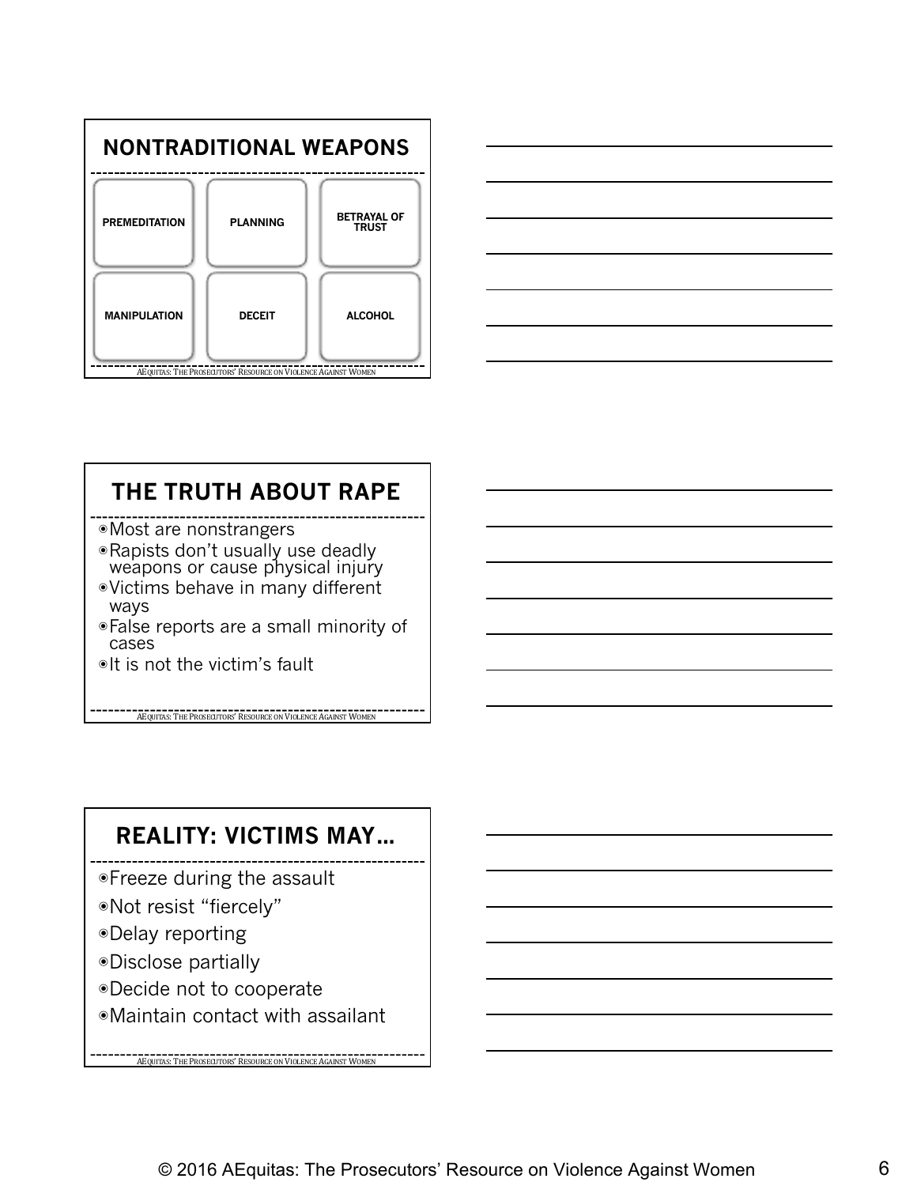## NONTRADITIONAL WEAPONS

| | | |
|---|---|---|
| PREMEDITATION | PLANNING | BETRAYAL OF TRUST |
| MANIPULATION | DECEIT | ALCOHOL |

AEQUITAS: THE PROSECUTORS' RESOURCE ON VIOLENCE AGAINST WOMEN

## THE TRUTH ABOUT RAPE

- Most are nonstrangers
- Rapists don't usually use deadly weapons or cause physical injury
- Victims behave in many different ways
- False reports are a small minority of cases
- It is not the victim's fault

AEQUITAS: THE PROSECUTORS' RESOURCE ON VIOLENCE AGAINST WOMEN

## REALITY: VICTIMS MAY…

- Freeze during the assault
- Not resist "fiercely"
- Delay reporting
- Disclose partially
- Decide not to cooperate
- Maintain contact with assailant

AEQUITAS: THE PROSECUTORS' RESOURCE ON VIOLENCE AGAINST WOMEN

© 2016 AEquitas: The Prosecutors' Resource on Violence Against Women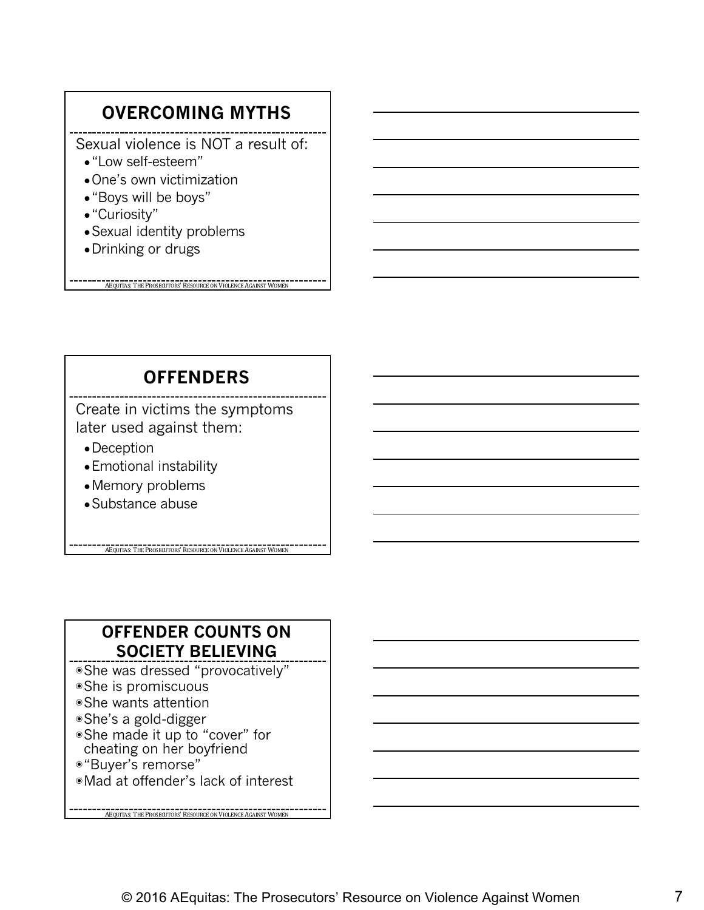## OVERCOMING MYTHS

Sexual violence is NOT a result of:

- "Low self-esteem"
- One's own victimization
- "Boys will be boys"
- "Curiosity"
- Sexual identity problems
- Drinking or drugs

AEQUITAS: THE PROSECUTORS' RESOURCE ON VIOLENCE AGAINST WOMEN

## OFFENDERS

Create in victims the symptoms later used against them:

- Deception
- Emotional instability
- Memory problems
- Substance abuse

AEQUITAS: THE PROSECUTORS' RESOURCE ON VIOLENCE AGAINST WOMEN

## OFFENDER COUNTS ON SOCIETY BELIEVING

- She was dressed "provocatively"
- She is promiscuous
- She wants attention
- She's a gold-digger
- She made it up to "cover" for cheating on her boyfriend
- "Buyer's remorse"
- Mad at offender's lack of interest

AEQUITAS: THE PROSECUTORS' RESOURCE ON VIOLENCE AGAINST WOMEN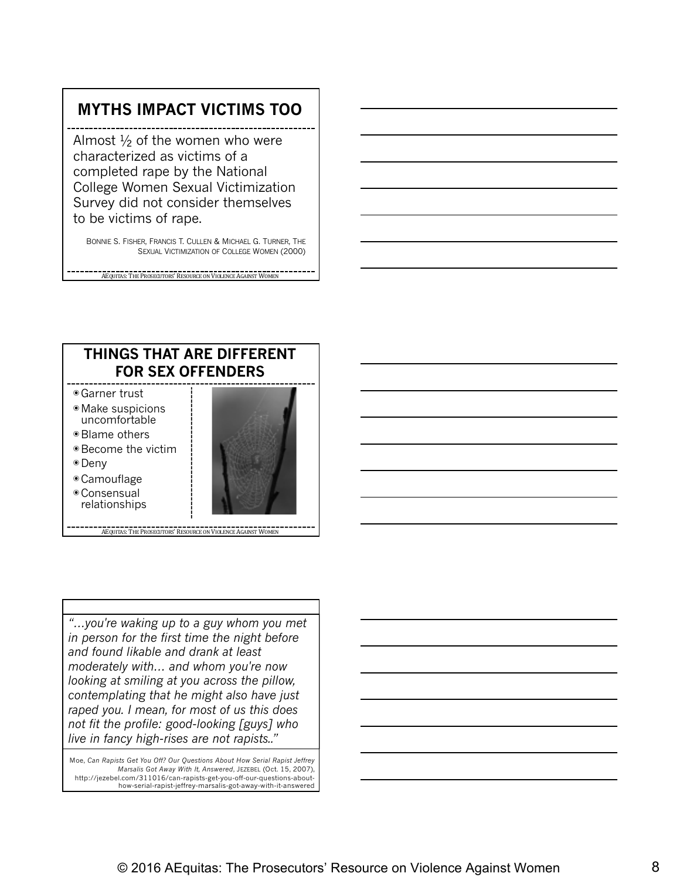## MYTHS IMPACT VICTIMS TOO

Almost ½ of the women who were characterized as victims of a completed rape by the National College Women Sexual Victimization Survey did not consider themselves to be victims of rape.

BONNIE S. FISHER, FRANCIS T. CULLEN & MICHAEL G. TURNER, THE SEXUAL VICTIMIZATION OF COLLEGE WOMEN (2000)

AEQUITAS: THE PROSECUTORS' RESOURCE ON VIOLENCE AGAINST WOMEN

## THINGS THAT ARE DIFFERENT FOR SEX OFFENDERS

- Garner trust
- Make suspicions uncomfortable
- Blame others
- Become the victim
- Deny
- Camouflage
- Consensual relationships

AEQUITAS: THE PROSECUTORS' RESOURCE ON VIOLENCE AGAINST WOMEN

*"…you're waking up to a guy whom you met in person for the first time the night before and found likable and drank at least moderately with… and whom you're now looking at smiling at you across the pillow, contemplating that he might also have just raped you. I mean, for most of us this does not fit the profile: good-looking [guys] who live in fancy high-rises are not rapists.."*

Moe, *Can Rapists Get You Off? Our Questions About How Serial Rapist Jeffrey Marsalis Got Away With It, Answered*, JEZEBEL (Oct. 15, 2007), http://jezebel.com/311016/can-rapists-get-you-off-our-questions-about-how-serial-rapist-jeffrey-marsalis-got-away-with-it-answered

© 2016 AEquitas: The Prosecutors' Resource on Violence Against Women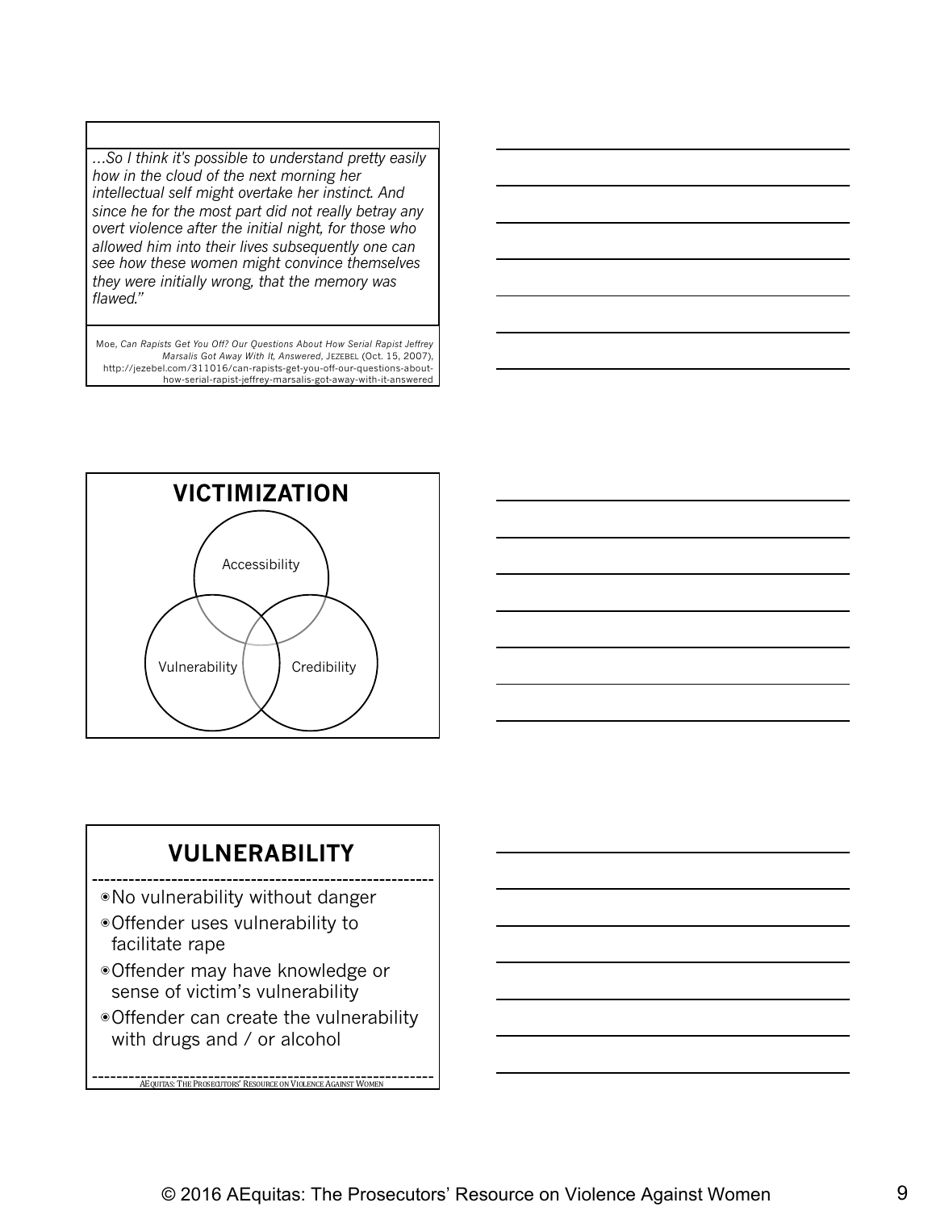*…So I think it's possible to understand pretty easily how in the cloud of the next morning her intellectual self might overtake her instinct. And since he for the most part did not really betray any overt violence after the initial night, for those who allowed him into their lives subsequently one can see how these women might convince themselves they were initially wrong, that the memory was flawed."*

Moe, *Can Rapists Get You Off? Our Questions About How Serial Rapist Jeffrey Marsalis Got Away With It, Answered*, JEZEBEL (Oct. 15, 2007), http://jezebel.com/311016/can-rapists-get-you-off-our-questions-about-how-serial-rapist-jeffrey-marsalis-got-away-with-it-answered

## VICTIMIZATION

Accessibility

Vulnerability

Credibility

## VULNERABILITY

- No vulnerability without danger
- Offender uses vulnerability to facilitate rape
- Offender may have knowledge or sense of victim's vulnerability
- Offender can create the vulnerability with drugs and / or alcohol

AEQUITAS: THE PROSECUTORS' RESOURCE ON VIOLENCE AGAINST WOMEN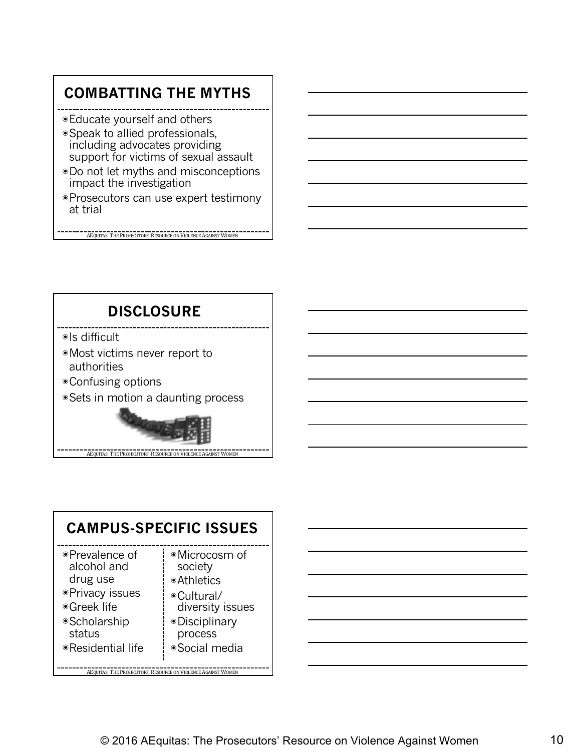## COMBATTING THE MYTHS

- Educate yourself and others
- Speak to allied professionals, including advocates providing support for victims of sexual assault
- Do not let myths and misconceptions impact the investigation
- Prosecutors can use expert testimony at trial

AEQUITAS: THE PROSECUTORS' RESOURCE ON VIOLENCE AGAINST WOMEN

## DISCLOSURE

- Is difficult
- Most victims never report to authorities
- Confusing options
- Sets in motion a daunting process

AEQUITAS: THE PROSECUTORS' RESOURCE ON VIOLENCE AGAINST WOMEN

## CAMPUS-SPECIFIC ISSUES

- Prevalence of alcohol and drug use
- Privacy issues
- Greek life
- Scholarship status
- Residential life
- Microcosm of society
- Athletics
- Cultural/ diversity issues
- Disciplinary process
- Social media

AEQUITAS: THE PROSECUTORS' RESOURCE ON VIOLENCE AGAINST WOMEN

© 2016 AEquitas: The Prosecutors' Resource on Violence Against Women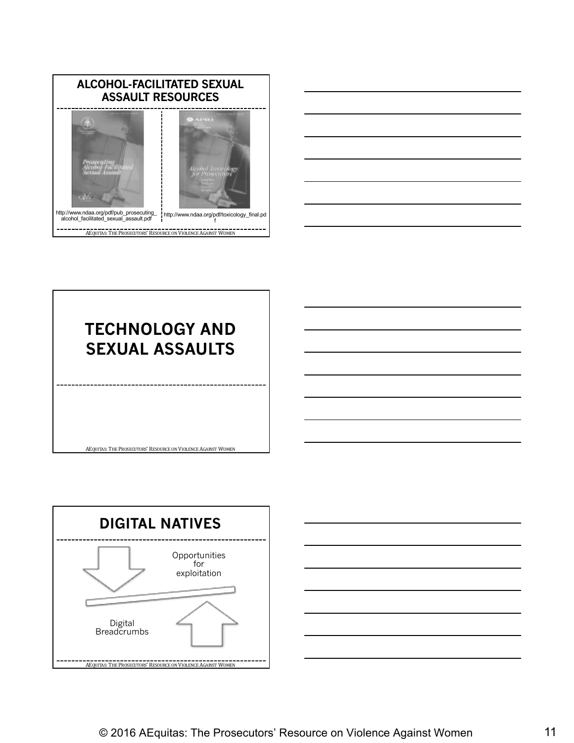## ALCOHOL-FACILITATED SEXUAL ASSAULT RESOURCES

Prosecuting Alcohol-Facilitated Sexual Assault

http://www.ndaa.org/pdf/pub_prosecuting_alcohol_facilitated_sexual_assault.pdf

Alcohol Toxicology for Prosecutors

http://www.ndaa.org/pdf/toxicology_final.pdf

AEQUITAS: THE PROSECUTORS' RESOURCE ON VIOLENCE AGAINST WOMEN

## TECHNOLOGY AND SEXUAL ASSAULTS

AEQUITAS: THE PROSECUTORS' RESOURCE ON VIOLENCE AGAINST WOMEN

## DIGITAL NATIVES

Opportunities for exploitation

Digital Breadcrumbs

AEQUITAS: THE PROSECUTORS' RESOURCE ON VIOLENCE AGAINST WOMEN

© 2016 AEquitas: The Prosecutors' Resource on Violence Against Women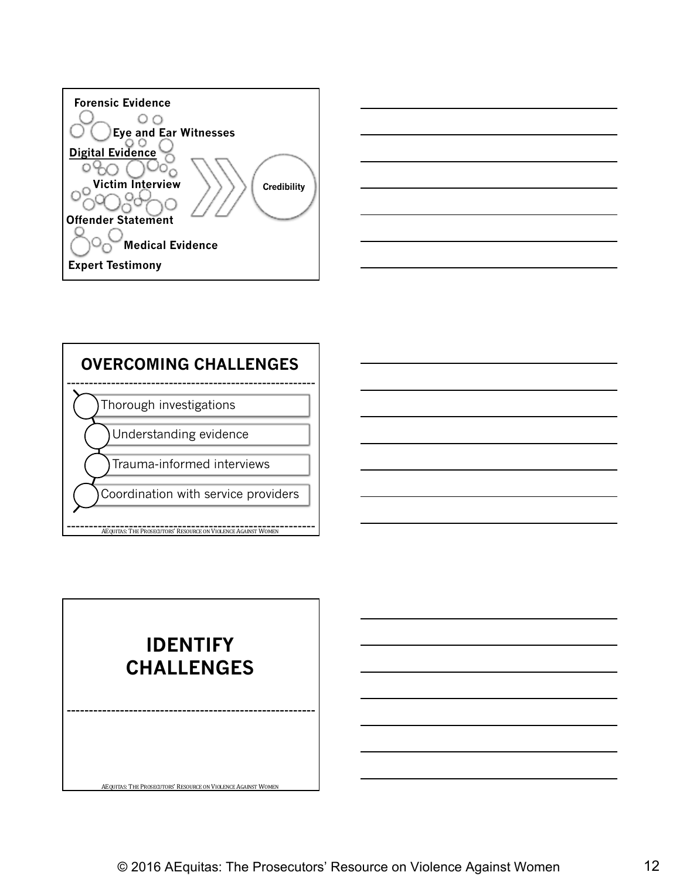Forensic Evidence

Eye and Ear Witnesses

Digital Evidence

Victim Interview

Offender Statement

Medical Evidence

Expert Testimony

Credibility

## OVERCOMING CHALLENGES

- Thorough investigations
- Understanding evidence
- Trauma-informed interviews
- Coordination with service providers

AEQUITAS: THE PROSECUTORS' RESOURCE ON VIOLENCE AGAINST WOMEN

## IDENTIFY CHALLENGES

AEQUITAS: THE PROSECUTORS' RESOURCE ON VIOLENCE AGAINST WOMEN

© 2016 AEquitas: The Prosecutors' Resource on Violence Against Women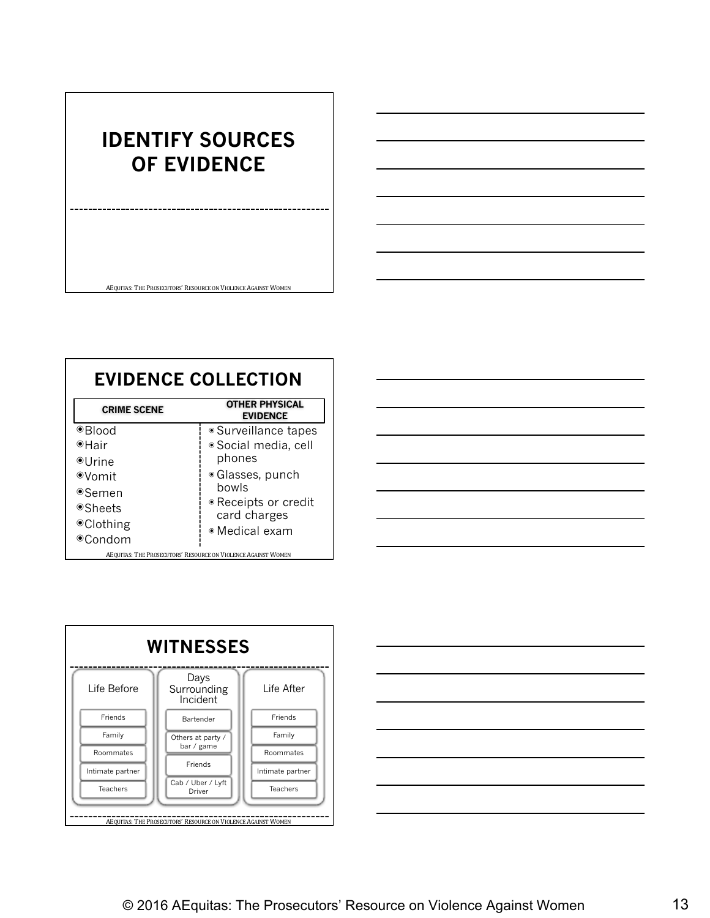## IDENTIFY SOURCES OF EVIDENCE

AEquitas: The Prosecutors' Resource on Violence Against Women

## EVIDENCE COLLECTION

| CRIME SCENE | OTHER PHYSICAL EVIDENCE |
|---|---|
| Blood | Surveillance tapes |
| Hair | Social media, cell phones |
| Urine | Glasses, punch bowls |
| Vomit | Receipts or credit card charges |
| Semen | Medical exam |
| Sheets | |
| Clothing | |
| Condom | |

AEquitas: The Prosecutors' Resource on Violence Against Women

## WITNESSES

| Life Before | Days Surrounding Incident | Life After |
|---|---|---|
| Friends | Bartender | Friends |
| Family | Others at party / bar / game | Family |
| Roommates | Friends | Roommates |
| Intimate partner | Cab / Uber / Lyft Driver | Intimate partner |
| Teachers | | Teachers |

AEquitas: The Prosecutors' Resource on Violence Against Women

© 2016 AEquitas: The Prosecutors' Resource on Violence Against Women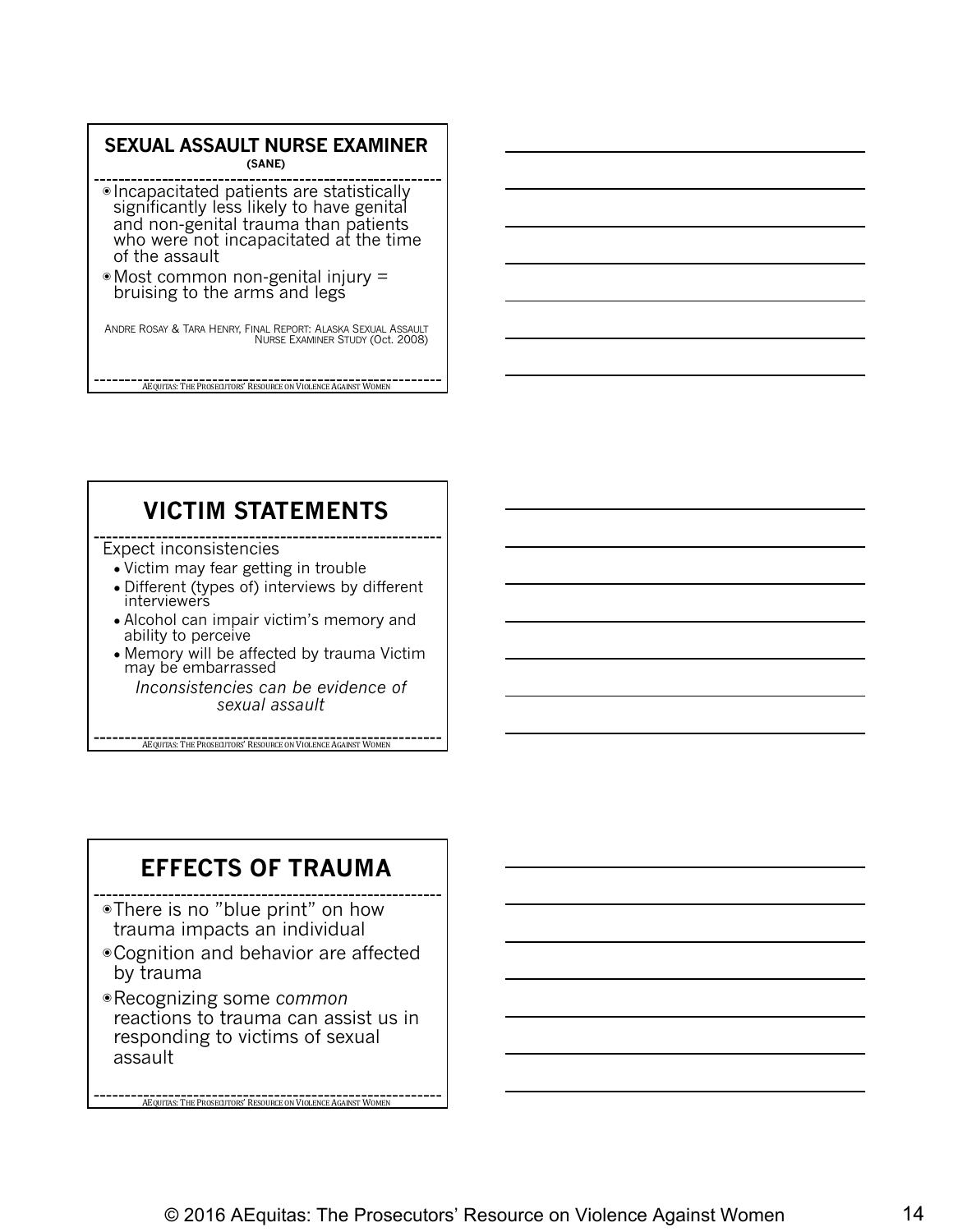## SEXUAL ASSAULT NURSE EXAMINER (SANE)

- Incapacitated patients are statistically significantly less likely to have genital and non-genital trauma than patients who were not incapacitated at the time of the assault
- Most common non-genital injury = bruising to the arms and legs

ANDRE ROSAY & TARA HENRY, FINAL REPORT: ALASKA SEXUAL ASSAULT NURSE EXAMINER STUDY (Oct. 2008)

AEQUITAS: THE PROSECUTORS' RESOURCE ON VIOLENCE AGAINST WOMEN

## VICTIM STATEMENTS

Expect inconsistencies

- Victim may fear getting in trouble
- Different (types of) interviews by different interviewers
- Alcohol can impair victim's memory and ability to perceive
- Memory will be affected by trauma Victim may be embarrassed

*Inconsistencies can be evidence of sexual assault*

AEQUITAS: THE PROSECUTORS' RESOURCE ON VIOLENCE AGAINST WOMEN

## EFFECTS OF TRAUMA

- There is no "blue print" on how trauma impacts an individual
- Cognition and behavior are affected by trauma
- Recognizing some *common* reactions to trauma can assist us in responding to victims of sexual assault

AEQUITAS: THE PROSECUTORS' RESOURCE ON VIOLENCE AGAINST WOMEN

© 2016 AEquitas: The Prosecutors' Resource on Violence Against Women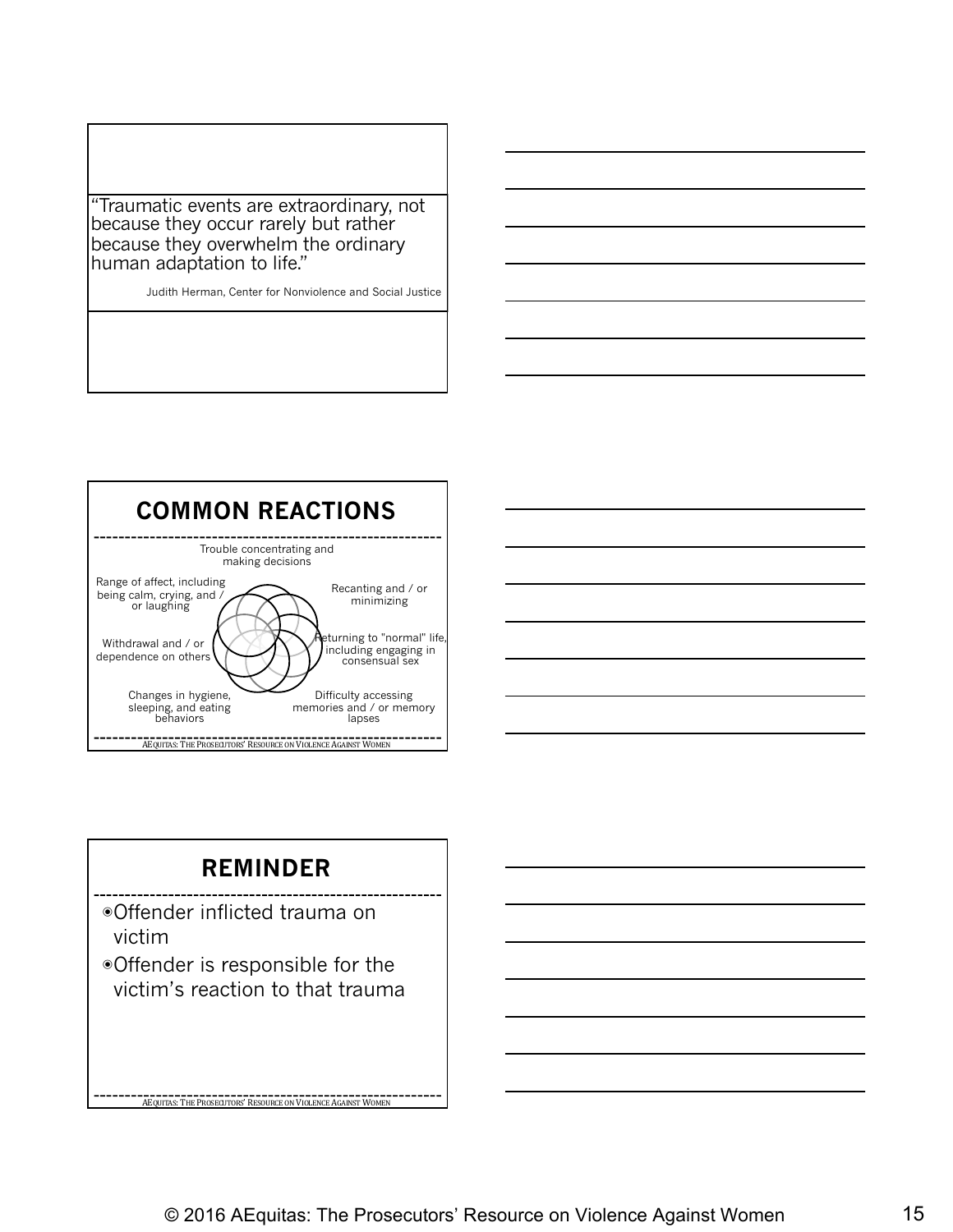"Traumatic events are extraordinary, not because they occur rarely but rather because they overwhelm the ordinary human adaptation to life."

Judith Herman, Center for Nonviolence and Social Justice

## COMMON REACTIONS

Trouble concentrating and making decisions

Recanting and / or minimizing

Returning to "normal" life, including engaging in consensual sex

Difficulty accessing memories and / or memory lapses

Changes in hygiene, sleeping, and eating behaviors

Withdrawal and / or dependence on others

Range of affect, including being calm, crying, and / or laughing

AEQUITAS: THE PROSECUTORS' RESOURCE ON VIOLENCE AGAINST WOMEN

## REMINDER

- Offender inflicted trauma on victim
- Offender is responsible for the victim's reaction to that trauma

AEQUITAS: THE PROSECUTORS' RESOURCE ON VIOLENCE AGAINST WOMEN

© 2016 AEquitas: The Prosecutors' Resource on Violence Against Women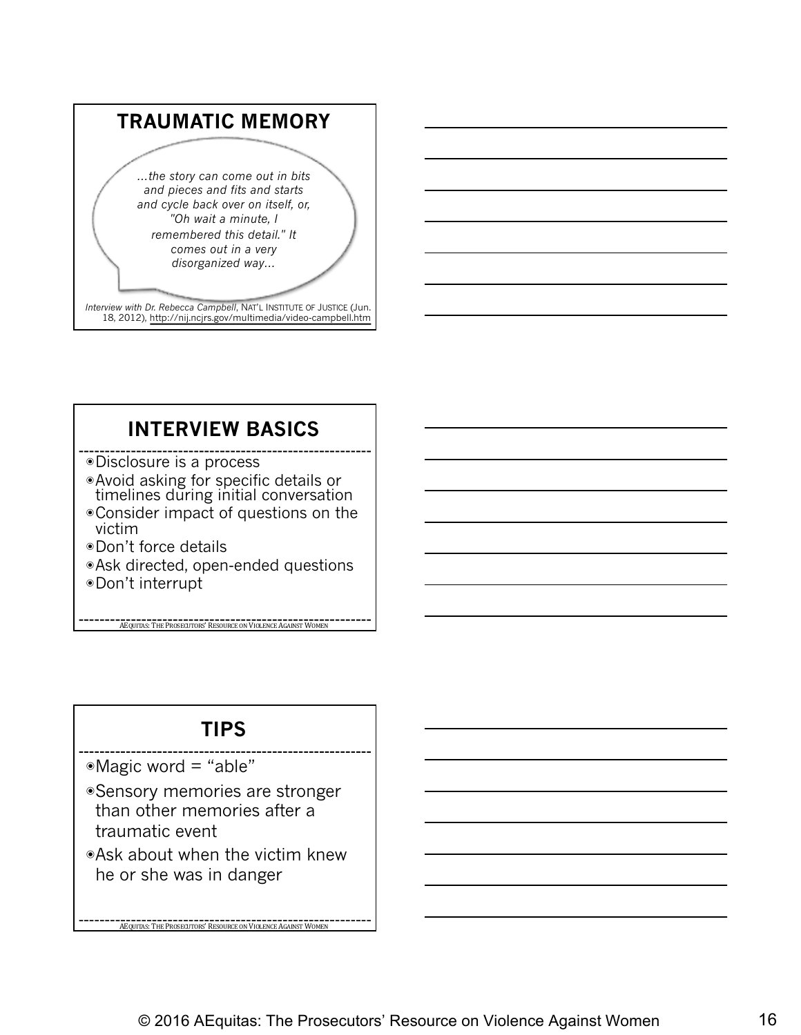## TRAUMATIC MEMORY

*...the story can come out in bits and pieces and fits and starts and cycle back over on itself, or, "Oh wait a minute, I remembered this detail." It comes out in a very disorganized way...*

*Interview with Dr. Rebecca Campbell*, NAT'L INSTITUTE OF JUSTICE (Jun. 18, 2012), http://nij.ncjrs.gov/multimedia/video-campbell.htm

## INTERVIEW BASICS

- Disclosure is a process
- Avoid asking for specific details or timelines during initial conversation
- Consider impact of questions on the victim
- Don't force details
- Ask directed, open-ended questions
- Don't interrupt

AEQUITAS: THE PROSECUTORS' RESOURCE ON VIOLENCE AGAINST WOMEN

## TIPS

- Magic word = "able"
- Sensory memories are stronger than other memories after a traumatic event
- Ask about when the victim knew he or she was in danger

AEQUITAS: THE PROSECUTORS' RESOURCE ON VIOLENCE AGAINST WOMEN

© 2016 AEquitas: The Prosecutors' Resource on Violence Against Women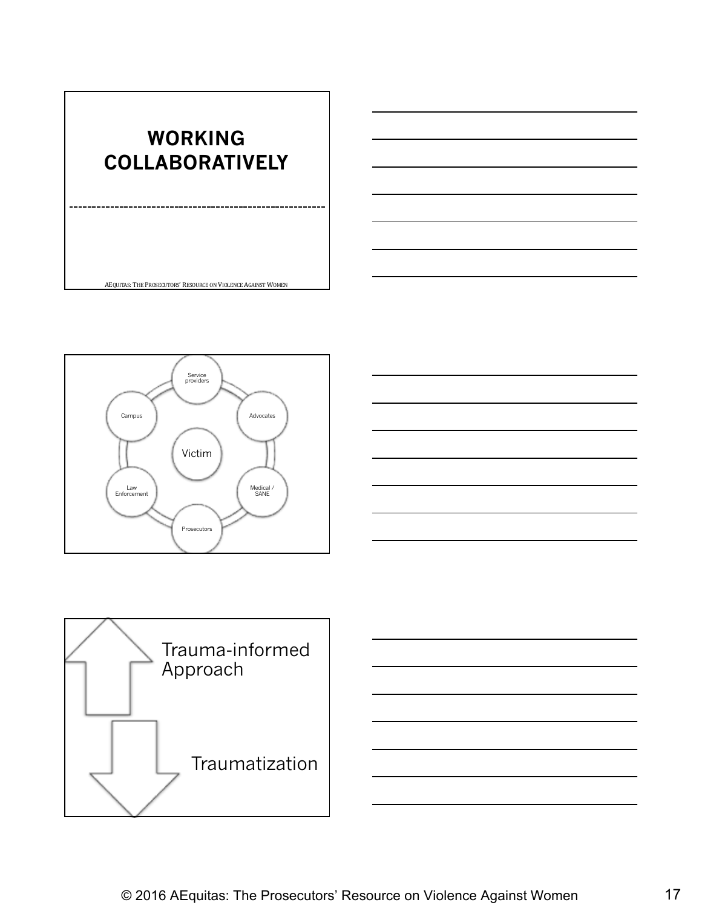# WORKING COLLABORATIVELY

AEQUITAS: THE PROSECUTORS' RESOURCE ON VIOLENCE AGAINST WOMEN

Service providers

Advocates

Medical / SANE

Prosecutors

Law Enforcement

Campus

Victim

Trauma-informed Approach

Traumatization

© 2016 AEquitas: The Prosecutors' Resource on Violence Against Women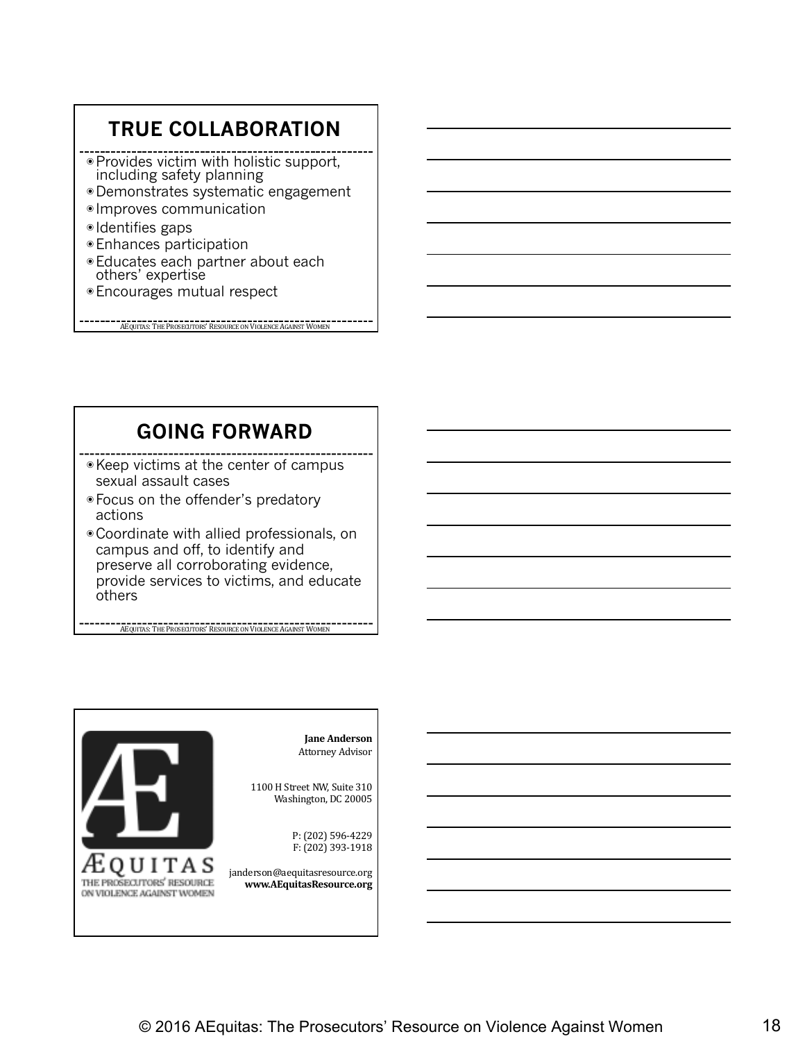## TRUE COLLABORATION

- Provides victim with holistic support, including safety planning
- Demonstrates systematic engagement
- Improves communication
- Identifies gaps
- Enhances participation
- Educates each partner about each others' expertise
- Encourages mutual respect

AEquitas: The Prosecutors' Resource on Violence Against Women

## GOING FORWARD

- Keep victims at the center of campus sexual assault cases
- Focus on the offender's predatory actions
- Coordinate with allied professionals, on campus and off, to identify and preserve all corroborating evidence, provide services to victims, and educate others

AEquitas: The Prosecutors' Resource on Violence Against Women

ÆQUITAS
THE PROSECUTORS' RESOURCE ON VIOLENCE AGAINST WOMEN

**Jane Anderson**
Attorney Advisor

1100 H Street NW, Suite 310
Washington, DC 20005

P: (202) 596-4229
F: (202) 393-1918

janderson@aequitasresource.org
**www.AEquitasResource.org**

© 2016 AEquitas: The Prosecutors' Resource on Violence Against Women